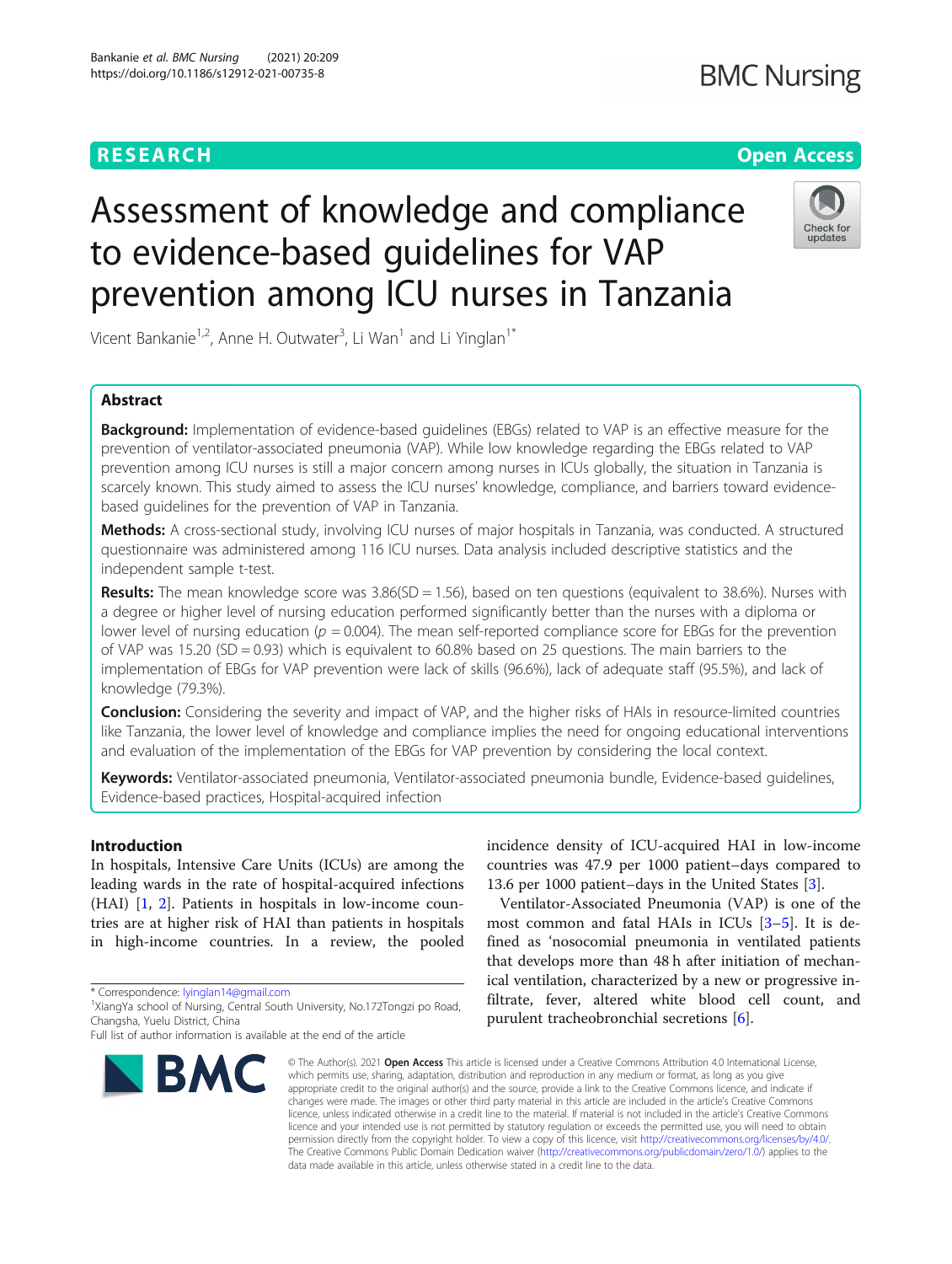RESEARCH

Open Access

# Assessment of knowledge and compliance to evidence-based guidelines for VAP prevention among ICU nurses in Tanzania

Vicent Bankanie[1,2], Anne H. Outwater[3], Li Wan[1] and Li Yinglan[1*]

## Abstract

**Background:** Implementation of evidence-based guidelines (EBGs) related to VAP is an effective measure for the prevention of ventilator-associated pneumonia (VAP). While low knowledge regarding the EBGs related to VAP prevention among ICU nurses is still a major concern among nurses in ICUs globally, the situation in Tanzania is scarcely known. This study aimed to assess the ICU nurses' knowledge, compliance, and barriers toward evidence-based guidelines for the prevention of VAP in Tanzania.

**Methods:** A cross-sectional study, involving ICU nurses of major hospitals in Tanzania, was conducted. A structured questionnaire was administered among 116 ICU nurses. Data analysis included descriptive statistics and the independent sample t-test.

**Results:** The mean knowledge score was 3.86(SD = 1.56), based on ten questions (equivalent to 38.6%). Nurses with a degree or higher level of nursing education performed significantly better than the nurses with a diploma or lower level of nursing education ($p = 0.004$). The mean self-reported compliance score for EBGs for the prevention of VAP was 15.20 (SD = 0.93) which is equivalent to 60.8% based on 25 questions. The main barriers to the implementation of EBGs for VAP prevention were lack of skills (96.6%), lack of adequate staff (95.5%), and lack of knowledge (79.3%).

**Conclusion:** Considering the severity and impact of VAP, and the higher risks of HAIs in resource-limited countries like Tanzania, the lower level of knowledge and compliance implies the need for ongoing educational interventions and evaluation of the implementation of the EBGs for VAP prevention by considering the local context.

**Keywords:** Ventilator-associated pneumonia, Ventilator-associated pneumonia bundle, Evidence-based guidelines, Evidence-based practices, Hospital-acquired infection

## Introduction

In hospitals, Intensive Care Units (ICUs) are among the leading wards in the rate of hospital-acquired infections (HAI) [1, 2]. Patients in hospitals in low-income countries are at higher risk of HAI than patients in hospitals in high-income countries. In a review, the pooled incidence density of ICU-acquired HAI in low-income countries was 47.9 per 1000 patient–days compared to 13.6 per 1000 patient–days in the United States [3].

Ventilator-Associated Pneumonia (VAP) is one of the most common and fatal HAIs in ICUs [3–5]. It is defined as 'nosocomial pneumonia in ventilated patients that develops more than 48 h after initiation of mechanical ventilation, characterized by a new or progressive infiltrate, fever, altered white blood cell count, and purulent tracheobronchial secretions [6].

* Correspondence: lyinglan14@gmail.com
[1]XiangYa school of Nursing, Central South University, No.172Tongzi po Road, Changsha, Yuelu District, China
Full list of author information is available at the end of the article

© The Author(s). 2021 **Open Access** This article is licensed under a Creative Commons Attribution 4.0 International License, which permits use, sharing, adaptation, distribution and reproduction in any medium or format, as long as you give appropriate credit to the original author(s) and the source, provide a link to the Creative Commons licence, and indicate if changes were made. The images or other third party material in this article are included in the article's Creative Commons licence, unless indicated otherwise in a credit line to the material. If material is not included in the article's Creative Commons licence and your intended use is not permitted by statutory regulation or exceeds the permitted use, you will need to obtain permission directly from the copyright holder. To view a copy of this licence, visit http://creativecommons.org/licenses/by/4.0/. The Creative Commons Public Domain Dedication waiver (http://creativecommons.org/publicdomain/zero/1.0/) applies to the data made available in this article, unless otherwise stated in a credit line to the data.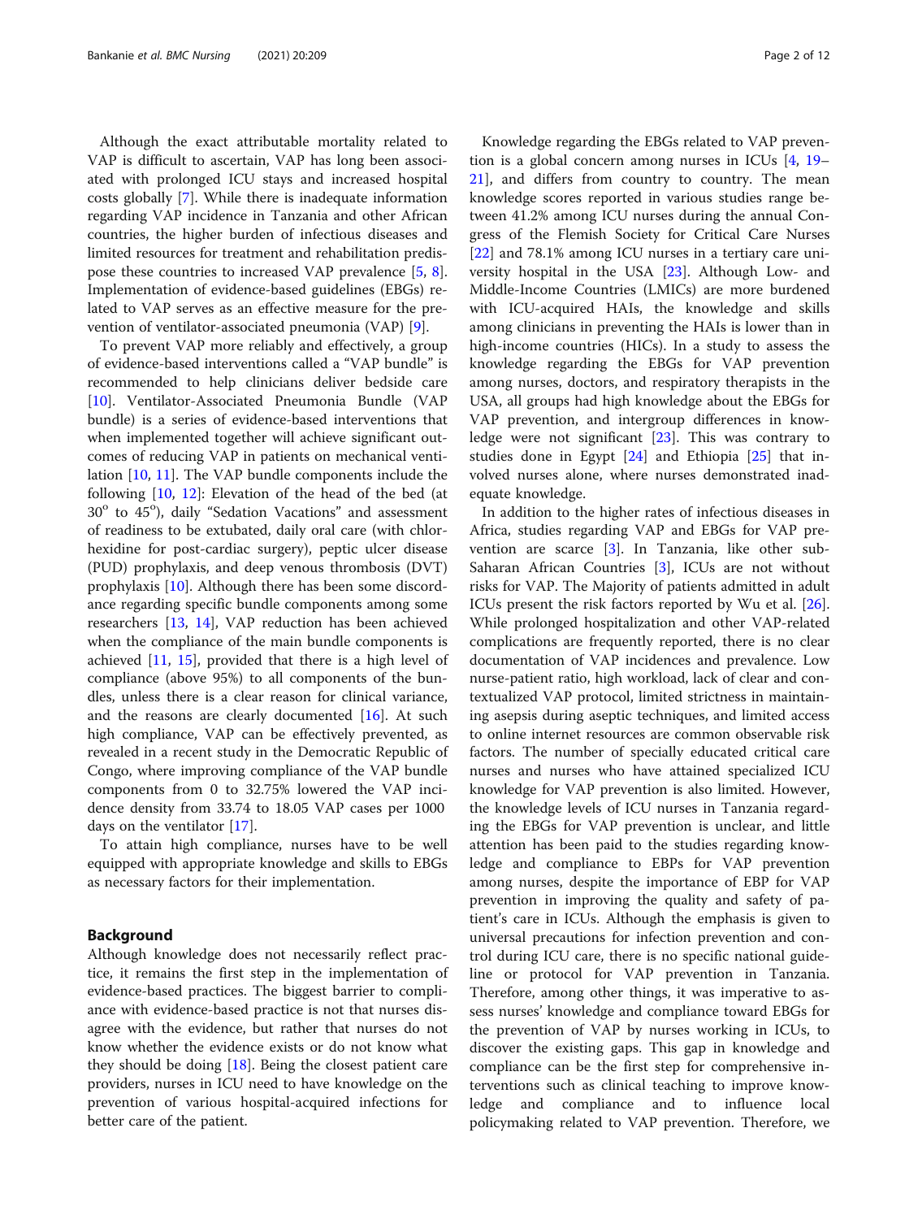Although the exact attributable mortality related to VAP is difficult to ascertain, VAP has long been associated with prolonged ICU stays and increased hospital costs globally [7]. While there is inadequate information regarding VAP incidence in Tanzania and other African countries, the higher burden of infectious diseases and limited resources for treatment and rehabilitation predispose these countries to increased VAP prevalence [5, 8]. Implementation of evidence-based guidelines (EBGs) related to VAP serves as an effective measure for the prevention of ventilator-associated pneumonia (VAP) [9].

To prevent VAP more reliably and effectively, a group of evidence-based interventions called a "VAP bundle" is recommended to help clinicians deliver bedside care [10]. Ventilator-Associated Pneumonia Bundle (VAP bundle) is a series of evidence-based interventions that when implemented together will achieve significant outcomes of reducing VAP in patients on mechanical ventilation [10, 11]. The VAP bundle components include the following [10, 12]: Elevation of the head of the bed (at $30^o$ to $45^o$), daily "Sedation Vacations" and assessment of readiness to be extubated, daily oral care (with chlorhexidine for post-cardiac surgery), peptic ulcer disease (PUD) prophylaxis, and deep venous thrombosis (DVT) prophylaxis [10]. Although there has been some discordance regarding specific bundle components among some researchers [13, 14], VAP reduction has been achieved when the compliance of the main bundle components is achieved [11, 15], provided that there is a high level of compliance (above 95%) to all components of the bundles, unless there is a clear reason for clinical variance, and the reasons are clearly documented [16]. At such high compliance, VAP can be effectively prevented, as revealed in a recent study in the Democratic Republic of Congo, where improving compliance of the VAP bundle components from 0 to 32.75% lowered the VAP incidence density from 33.74 to 18.05 VAP cases per 1000 days on the ventilator [17].

To attain high compliance, nurses have to be well equipped with appropriate knowledge and skills to EBGs as necessary factors for their implementation.

## Background

Although knowledge does not necessarily reflect practice, it remains the first step in the implementation of evidence-based practices. The biggest barrier to compliance with evidence-based practice is not that nurses disagree with the evidence, but rather that nurses do not know whether the evidence exists or do not know what they should be doing [18]. Being the closest patient care providers, nurses in ICU need to have knowledge on the prevention of various hospital-acquired infections for better care of the patient.

Knowledge regarding the EBGs related to VAP prevention is a global concern among nurses in ICUs [4, 19–21], and differs from country to country. The mean knowledge scores reported in various studies range between 41.2% among ICU nurses during the annual Congress of the Flemish Society for Critical Care Nurses [22] and 78.1% among ICU nurses in a tertiary care university hospital in the USA [23]. Although Low- and Middle-Income Countries (LMICs) are more burdened with ICU-acquired HAIs, the knowledge and skills among clinicians in preventing the HAIs is lower than in high-income countries (HICs). In a study to assess the knowledge regarding the EBGs for VAP prevention among nurses, doctors, and respiratory therapists in the USA, all groups had high knowledge about the EBGs for VAP prevention, and intergroup differences in knowledge were not significant [23]. This was contrary to studies done in Egypt [24] and Ethiopia [25] that involved nurses alone, where nurses demonstrated inadequate knowledge.

In addition to the higher rates of infectious diseases in Africa, studies regarding VAP and EBGs for VAP prevention are scarce [3]. In Tanzania, like other sub-Saharan African Countries [3], ICUs are not without risks for VAP. The Majority of patients admitted in adult ICUs present the risk factors reported by Wu et al. [26]. While prolonged hospitalization and other VAP-related complications are frequently reported, there is no clear documentation of VAP incidences and prevalence. Low nurse-patient ratio, high workload, lack of clear and contextualized VAP protocol, limited strictness in maintaining asepsis during aseptic techniques, and limited access to online internet resources are common observable risk factors. The number of specially educated critical care nurses and nurses who have attained specialized ICU knowledge for VAP prevention is also limited. However, the knowledge levels of ICU nurses in Tanzania regarding the EBGs for VAP prevention is unclear, and little attention has been paid to the studies regarding knowledge and compliance to EBPs for VAP prevention among nurses, despite the importance of EBP for VAP prevention in improving the quality and safety of patient's care in ICUs. Although the emphasis is given to universal precautions for infection prevention and control during ICU care, there is no specific national guideline or protocol for VAP prevention in Tanzania. Therefore, among other things, it was imperative to assess nurses' knowledge and compliance toward EBGs for the prevention of VAP by nurses working in ICUs, to discover the existing gaps. This gap in knowledge and compliance can be the first step for comprehensive interventions such as clinical teaching to improve knowledge and compliance and to influence local policymaking related to VAP prevention. Therefore, we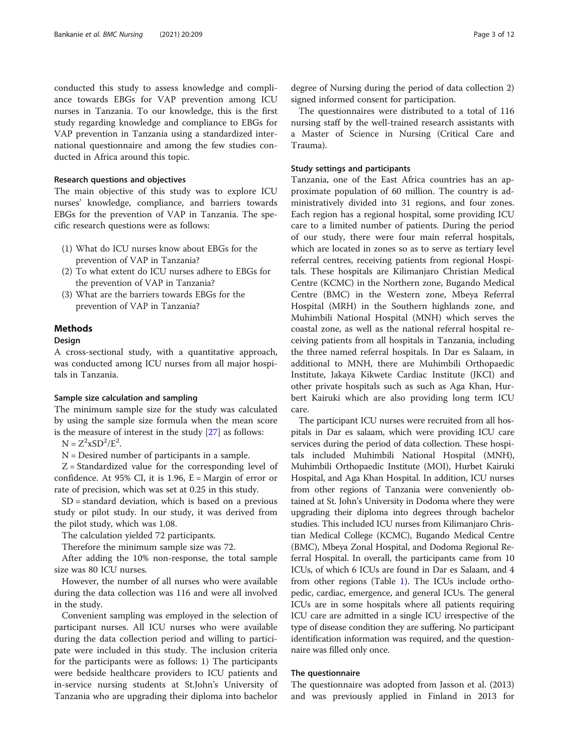conducted this study to assess knowledge and compliance towards EBGs for VAP prevention among ICU nurses in Tanzania. To our knowledge, this is the first study regarding knowledge and compliance to EBGs for VAP prevention in Tanzania using a standardized international questionnaire and among the few studies conducted in Africa around this topic.

### Research questions and objectives

The main objective of this study was to explore ICU nurses' knowledge, compliance, and barriers towards EBGs for the prevention of VAP in Tanzania. The specific research questions were as follows:

(1) What do ICU nurses know about EBGs for the prevention of VAP in Tanzania?
(2) To what extent do ICU nurses adhere to EBGs for the prevention of VAP in Tanzania?
(3) What are the barriers towards EBGs for the prevention of VAP in Tanzania?

## Methods

### Design

A cross-sectional study, with a quantitative approach, was conducted among ICU nurses from all major hospitals in Tanzania.

### Sample size calculation and sampling

The minimum sample size for the study was calculated by using the sample size formula when the mean score is the measure of interest in the study [27] as follows:

$N = Z^2 x SD^2/E^2$.

N = Desired number of participants in a sample.

Z = Standardized value for the corresponding level of confidence. At 95% CI, it is 1.96, E = Margin of error or rate of precision, which was set at 0.25 in this study.

SD = standard deviation, which is based on a previous study or pilot study. In our study, it was derived from the pilot study, which was 1.08.

The calculation yielded 72 participants.

Therefore the minimum sample size was 72.

After adding the 10% non-response, the total sample size was 80 ICU nurses.

However, the number of all nurses who were available during the data collection was 116 and were all involved in the study.

Convenient sampling was employed in the selection of participant nurses. All ICU nurses who were available during the data collection period and willing to participate were included in this study. The inclusion criteria for the participants were as follows: 1) The participants were bedside healthcare providers to ICU patients and in-service nursing students at St.John's University of Tanzania who are upgrading their diploma into bachelor degree of Nursing during the period of data collection 2) signed informed consent for participation.

The questionnaires were distributed to a total of 116 nursing staff by the well-trained research assistants with a Master of Science in Nursing (Critical Care and Trauma).

### Study settings and participants

Tanzania, one of the East Africa countries has an approximate population of 60 million. The country is administratively divided into 31 regions, and four zones. Each region has a regional hospital, some providing ICU care to a limited number of patients. During the period of our study, there were four main referral hospitals, which are located in zones so as to serve as tertiary level referral centres, receiving patients from regional Hospitals. These hospitals are Kilimanjaro Christian Medical Centre (KCMC) in the Northern zone, Bugando Medical Centre (BMC) in the Western zone, Mbeya Referral Hospital (MRH) in the Southern highlands zone, and Muhimbili National Hospital (MNH) which serves the coastal zone, as well as the national referral hospital receiving patients from all hospitals in Tanzania, including the three named referral hospitals. In Dar es Salaam, in additional to MNH, there are Muhimbili Orthopaedic Institute, Jakaya Kikwete Cardiac Institute (JKCI) and other private hospitals such as such as Aga Khan, Hurbert Kairuki which are also providing long term ICU care.

The participant ICU nurses were recruited from all hospitals in Dar es salaam, which were providing ICU care services during the period of data collection. These hospitals included Muhimbili National Hospital (MNH), Muhimbili Orthopaedic Institute (MOI), Hurbet Kairuki Hospital, and Aga Khan Hospital. In addition, ICU nurses from other regions of Tanzania were conveniently obtained at St. John's University in Dodoma where they were upgrading their diploma into degrees through bachelor studies. This included ICU nurses from Kilimanjaro Christian Medical College (KCMC), Bugando Medical Centre (BMC), Mbeya Zonal Hospital, and Dodoma Regional Referral Hospital. In overall, the participants came from 10 ICUs, of which 6 ICUs are found in Dar es Salaam, and 4 from other regions (Table 1). The ICUs include orthopedic, cardiac, emergence, and general ICUs. The general ICUs are in some hospitals where all patients requiring ICU care are admitted in a single ICU irrespective of the type of disease condition they are suffering. No participant identification information was required, and the questionnaire was filled only once.

### The questionnaire

The questionnaire was adopted from Jasson et al. (2013) and was previously applied in Finland in 2013 for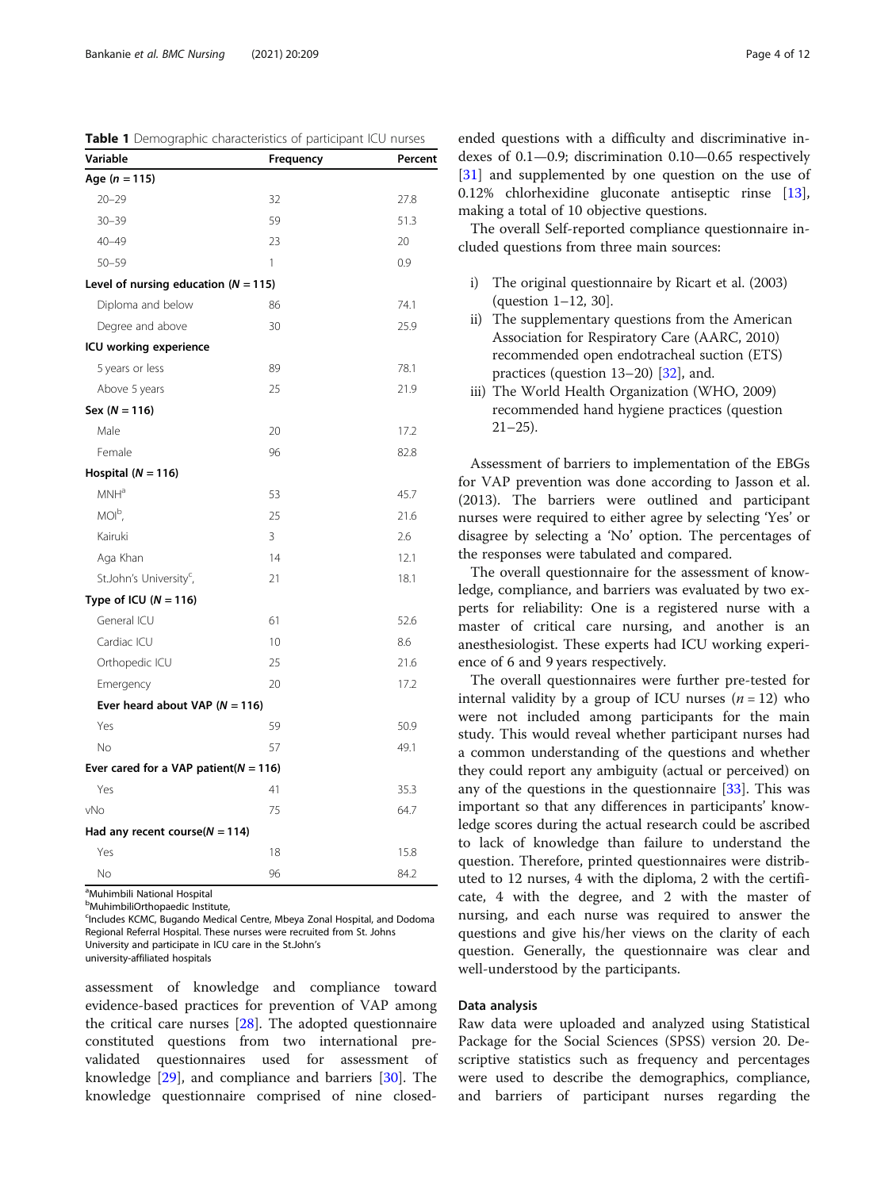**Table 1** Demographic characteristics of participant ICU nurses

| Variable | Frequency | Percent |
|---|---|---|
| **Age (*n* = 115)** | | |
| 20–29 | 32 | 27.8 |
| 30–39 | 59 | 51.3 |
| 40–49 | 23 | 20 |
| 50–59 | 1 | 0.9 |
| **Level of nursing education (*N* = 115)** | | |
| Diploma and below | 86 | 74.1 |
| Degree and above | 30 | 25.9 |
| **ICU working experience** | | |
| 5 years or less | 89 | 78.1 |
| Above 5 years | 25 | 21.9 |
| **Sex (*N* = 116)** | | |
| Male | 20 | 17.2 |
| Female | 96 | 82.8 |
| **Hospital (*N* = 116)** | | |
| MNH[a] | 53 | 45.7 |
| MOI[b], | 25 | 21.6 |
| Kairuki | 3 | 2.6 |
| Aga Khan | 14 | 12.1 |
| St.John's University[c], | 21 | 18.1 |
| **Type of ICU (*N* = 116)** | | |
| General ICU | 61 | 52.6 |
| Cardiac ICU | 10 | 8.6 |
| Orthopedic ICU | 25 | 21.6 |
| Emergency | 20 | 17.2 |
| **Ever heard about VAP (*N* = 116)** | | |
| Yes | 59 | 50.9 |
| No | 57 | 49.1 |
| **Ever cared for a VAP patient(*N* = 116)** | | |
| Yes | 41 | 35.3 |
| vNo | 75 | 64.7 |
| **Had any recent course(*N* = 114)** | | |
| Yes | 18 | 15.8 |
| No | 96 | 84.2 |

[a]Muhimbili National Hospital
[b]MuhimbiliOrthopaedic Institute,
[c]Includes KCMC, Bugando Medical Centre, Mbeya Zonal Hospital, and Dodoma Regional Referral Hospital. These nurses were recruited from St. Johns University and participate in ICU care in the St.John's university-affiliated hospitals

assessment of knowledge and compliance toward evidence-based practices for prevention of VAP among the critical care nurses [28]. The adopted questionnaire constituted questions from two international pre-validated questionnaires used for assessment of knowledge [29], and compliance and barriers [30]. The knowledge questionnaire comprised of nine closed-ended questions with a difficulty and discriminative indexes of 0.1—0.9; discrimination 0.10—0.65 respectively [31] and supplemented by one question on the use of 0.12% chlorhexidine gluconate antiseptic rinse [13], making a total of 10 objective questions.

The overall Self-reported compliance questionnaire included questions from three main sources:

i) The original questionnaire by Ricart et al. (2003) (question 1–12, 30].
ii) The supplementary questions from the American Association for Respiratory Care (AARC, 2010) recommended open endotracheal suction (ETS) practices (question 13–20) [32], and.
iii) The World Health Organization (WHO, 2009) recommended hand hygiene practices (question 21–25).

Assessment of barriers to implementation of the EBGs for VAP prevention was done according to Jasson et al. (2013). The barriers were outlined and participant nurses were required to either agree by selecting 'Yes' or disagree by selecting a 'No' option. The percentages of the responses were tabulated and compared.

The overall questionnaire for the assessment of knowledge, compliance, and barriers was evaluated by two experts for reliability: One is a registered nurse with a master of critical care nursing, and another is an anesthesiologist. These experts had ICU working experience of 6 and 9 years respectively.

The overall questionnaires were further pre-tested for internal validity by a group of ICU nurses (*n* = 12) who were not included among participants for the main study. This would reveal whether participant nurses had a common understanding of the questions and whether they could report any ambiguity (actual or perceived) on any of the questions in the questionnaire [33]. This was important so that any differences in participants' knowledge scores during the actual research could be ascribed to lack of knowledge than failure to understand the question. Therefore, printed questionnaires were distributed to 12 nurses, 4 with the diploma, 2 with the certificate, 4 with the degree, and 2 with the master of nursing, and each nurse was required to answer the questions and give his/her views on the clarity of each question. Generally, the questionnaire was clear and well-understood by the participants.

### Data analysis

Raw data were uploaded and analyzed using Statistical Package for the Social Sciences (SPSS) version 20. Descriptive statistics such as frequency and percentages were used to describe the demographics, compliance, and barriers of participant nurses regarding the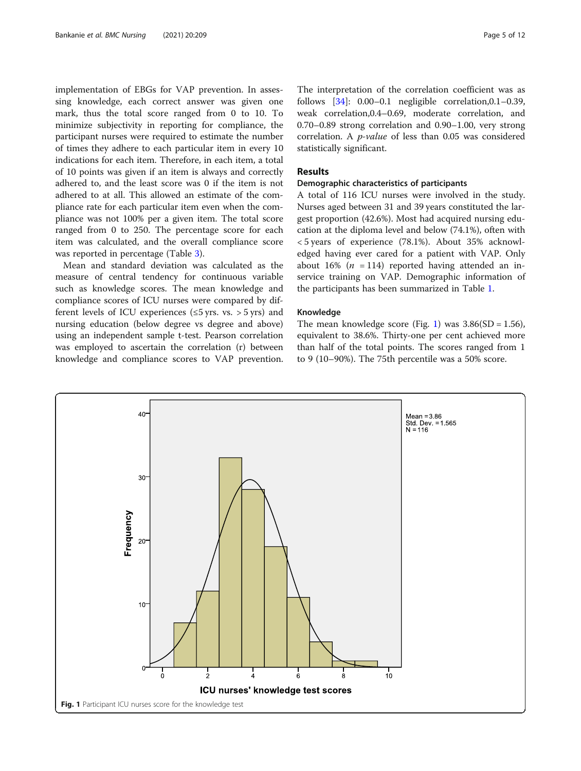implementation of EBGs for VAP prevention. In assessing knowledge, each correct answer was given one mark, thus the total score ranged from 0 to 10. To minimize subjectivity in reporting for compliance, the participant nurses were required to estimate the number of times they adhere to each particular item in every 10 indications for each item. Therefore, in each item, a total of 10 points was given if an item is always and correctly adhered to, and the least score was 0 if the item is not adhered to at all. This allowed an estimate of the compliance rate for each particular item even when the compliance was not 100% per a given item. The total score ranged from 0 to 250. The percentage score for each item was calculated, and the overall compliance score was reported in percentage (Table 3).

Mean and standard deviation was calculated as the measure of central tendency for continuous variable such as knowledge scores. The mean knowledge and compliance scores of ICU nurses were compared by different levels of ICU experiences (≤5 yrs. vs. > 5 yrs) and nursing education (below degree vs degree and above) using an independent sample t-test. Pearson correlation was employed to ascertain the correlation (r) between knowledge and compliance scores to VAP prevention. The interpretation of the correlation coefficient was as follows [34]: 0.00–0.1 negligible correlation,0.1–0.39, weak correlation,0.4–0.69, moderate correlation, and 0.70–0.89 strong correlation and 0.90–1.00, very strong correlation. A *p-value* of less than 0.05 was considered statistically significant.

## Results

### Demographic characteristics of participants

A total of 116 ICU nurses were involved in the study. Nurses aged between 31 and 39 years constituted the largest proportion (42.6%). Most had acquired nursing education at the diploma level and below (74.1%), often with < 5 years of experience (78.1%). About 35% acknowledged having ever cared for a patient with VAP. Only about 16% ($n$ = 114) reported having attended an in-service training on VAP. Demographic information of the participants has been summarized in Table 1.

### Knowledge

The mean knowledge score (Fig. 1) was 3.86(SD = 1.56), equivalent to 38.6%. Thirty-one per cent achieved more than half of the total points. The scores ranged from 1 to 9 (10–90%). The 75th percentile was a 50% score.

**Fig. 1** Participant ICU nurses score for the knowledge test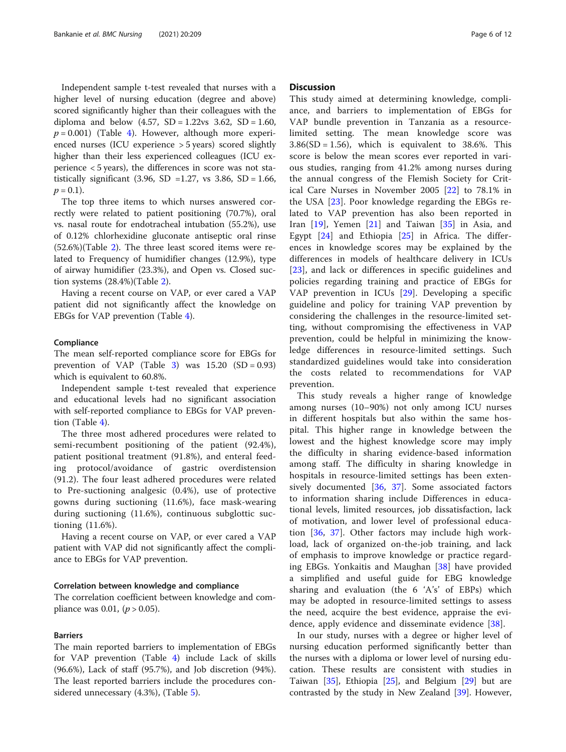Independent sample t-test revealed that nurses with a higher level of nursing education (degree and above) scored significantly higher than their colleagues with the diploma and below (4.57, SD = 1.22vs 3.62, SD = 1.60, $p = 0.001$) (Table 4). However, although more experienced nurses (ICU experience > 5 years) scored slightly higher than their less experienced colleagues (ICU experience < 5 years), the differences in score was not statistically significant (3.96, SD =1.27, vs 3.86, SD = 1.66, $p = 0.1$).

The top three items to which nurses answered correctly were related to patient positioning (70.7%), oral vs. nasal route for endotracheal intubation (55.2%), use of 0.12% chlorhexidine gluconate antiseptic oral rinse (52.6%)(Table 2). The three least scored items were related to Frequency of humidifier changes (12.9%), type of airway humidifier (23.3%), and Open vs. Closed suction systems (28.4%)(Table 2).

Having a recent course on VAP, or ever cared a VAP patient did not significantly affect the knowledge on EBGs for VAP prevention (Table 4).

### Compliance

The mean self-reported compliance score for EBGs for prevention of VAP (Table 3) was 15.20 (SD = 0.93) which is equivalent to 60.8%.

Independent sample t-test revealed that experience and educational levels had no significant association with self-reported compliance to EBGs for VAP prevention (Table 4).

The three most adhered procedures were related to semi-recumbent positioning of the patient (92.4%), patient positional treatment (91.8%), and enteral feeding protocol/avoidance of gastric overdistension (91.2). The four least adhered procedures were related to Pre-suctioning analgesic (0.4%), use of protective gowns during suctioning (11.6%), face mask-wearing during suctioning (11.6%), continuous subglottic suctioning (11.6%).

Having a recent course on VAP, or ever cared a VAP patient with VAP did not significantly affect the compliance to EBGs for VAP prevention.

### Correlation between knowledge and compliance

The correlation coefficient between knowledge and compliance was 0.01, ($p > 0.05$).

### Barriers

The main reported barriers to implementation of EBGs for VAP prevention (Table 4) include Lack of skills (96.6%), Lack of staff (95.7%), and Job discretion (94%). The least reported barriers include the procedures considered unnecessary (4.3%), (Table 5).

## Discussion

This study aimed at determining knowledge, compliance, and barriers to implementation of EBGs for VAP bundle prevention in Tanzania as a resource-limited setting. The mean knowledge score was 3.86(SD = 1.56), which is equivalent to 38.6%. This score is below the mean scores ever reported in various studies, ranging from 41.2% among nurses during the annual congress of the Flemish Society for Critical Care Nurses in November 2005 [22] to 78.1% in the USA [23]. Poor knowledge regarding the EBGs related to VAP prevention has also been reported in Iran [19], Yemen [21] and Taiwan [35] in Asia, and Egypt [24] and Ethiopia [25] in Africa. The differences in knowledge scores may be explained by the differences in models of healthcare delivery in ICUs [23], and lack or differences in specific guidelines and policies regarding training and practice of EBGs for VAP prevention in ICUs [29]. Developing a specific guideline and policy for training VAP prevention by considering the challenges in the resource-limited setting, without compromising the effectiveness in VAP prevention, could be helpful in minimizing the knowledge differences in resource-limited settings. Such standardized guidelines would take into consideration the costs related to recommendations for VAP prevention.

This study reveals a higher range of knowledge among nurses (10–90%) not only among ICU nurses in different hospitals but also within the same hospital. This higher range in knowledge between the lowest and the highest knowledge score may imply the difficulty in sharing evidence-based information among staff. The difficulty in sharing knowledge in hospitals in resource-limited settings has been extensively documented [36, 37]. Some associated factors to information sharing include Differences in educational levels, limited resources, job dissatisfaction, lack of motivation, and lower level of professional education [36, 37]. Other factors may include high workload, lack of organized on-the-job training, and lack of emphasis to improve knowledge or practice regarding EBGs. Yonkaitis and Maughan [38] have provided a simplified and useful guide for EBG knowledge sharing and evaluation (the 6 'A's' of EBPs) which may be adopted in resource-limited settings to assess the need, acquire the best evidence, appraise the evidence, apply evidence and disseminate evidence [38].

In our study, nurses with a degree or higher level of nursing education performed significantly better than the nurses with a diploma or lower level of nursing education. These results are consistent with studies in Taiwan [35], Ethiopia [25], and Belgium [29] but are contrasted by the study in New Zealand [39]. However,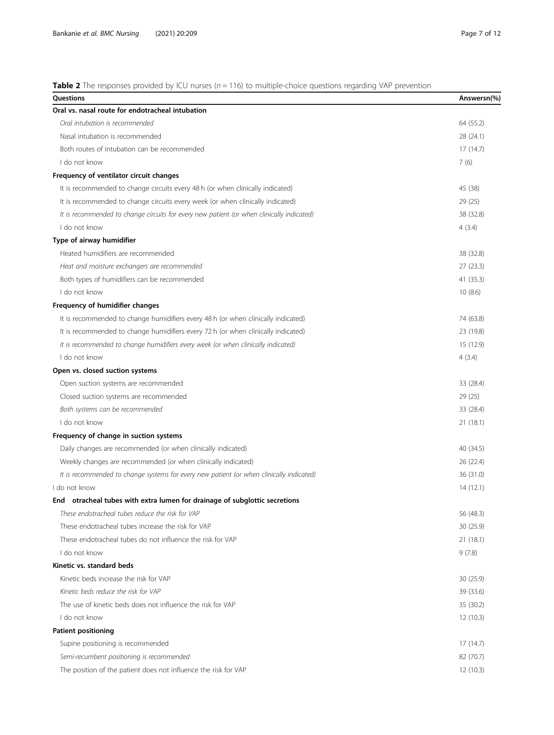**Table 2** The responses provided by ICU nurses ($n = 116$) to multiple-choice questions regarding VAP prevention

| Questions | Answersn(%) |
|---|---|
| **Oral vs. nasal route for endotracheal intubation** | |
| *Oral intubation is recommended* | 64 (55.2) |
| Nasal intubation is recommended | 28 (24.1) |
| Both routes of intubation can be recommended | 17 (14.7) |
| I do not know | 7 (6) |
| **Frequency of ventilator circuit changes** | |
| It is recommended to change circuits every 48 h (or when clinically indicated) | 45 (38) |
| It is recommended to change circuits every week (or when clinically indicated) | 29 (25) |
| *It is recommended to change circuits for every new patient (or when clinically indicated)* | 38 (32.8) |
| I do not know | 4 (3.4) |
| **Type of airway humidifier** | |
| Heated humidifiers are recommended | 38 (32.8) |
| *Heat and moisture exchangers are recommended* | 27 (23.3) |
| Both types of humidifiers can be recommended | 41 (35.3) |
| I do not know | 10 (8.6) |
| **Frequency of humidifier changes** | |
| It is recommended to change humidifiers every 48 h (or when clinically indicated) | 74 (63.8) |
| It is recommended to change humidifiers every 72 h (or when clinically indicated) | 23 (19.8) |
| *It is recommended to change humidifiers every week (or when clinically indicated)* | 15 (12.9) |
| I do not know | 4 (3.4) |
| **Open vs. closed suction systems** | |
| Open suction systems are recommended | 33 (28.4) |
| Closed suction systems are recommended | 29 (25) |
| *Both systems can be recommended* | 33 (28.4) |
| I do not know | 21 (18.1) |
| **Frequency of change in suction systems** | |
| Daily changes are recommended (or when clinically indicated) | 40 (34.5) |
| Weekly changes are recommended (or when clinically indicated) | 26 (22.4) |
| *It is recommended to change systems for every new patient (or when clinically indicated)* | 36 (31.0) |
| I do not know | 14 (12.1) |
| **End otracheal tubes with extra lumen for drainage of subglottic secretions** | |
| *These endotracheal tubes reduce the risk for VAP* | 56 (48.3) |
| These endotracheal tubes increase the risk for VAP | 30 (25.9) |
| These endotracheal tubes do not influence the risk for VAP | 21 (18.1) |
| I do not know | 9 (7.8) |
| **Kinetic vs. standard beds** | |
| Kinetic beds increase the risk for VAP | 30 (25.9) |
| *Kinetic beds reduce the risk for VAP* | 39 (33.6) |
| The use of kinetic beds does not influence the risk for VAP | 35 (30.2) |
| I do not know | 12 (10.3) |
| **Patient positioning** | |
| Supine positioning is recommended | 17 (14.7) |
| *Semi-recumbent positioning is recommended* | 82 (70.7) |
| The position of the patient does not influence the risk for VAP | 12 (10.3) |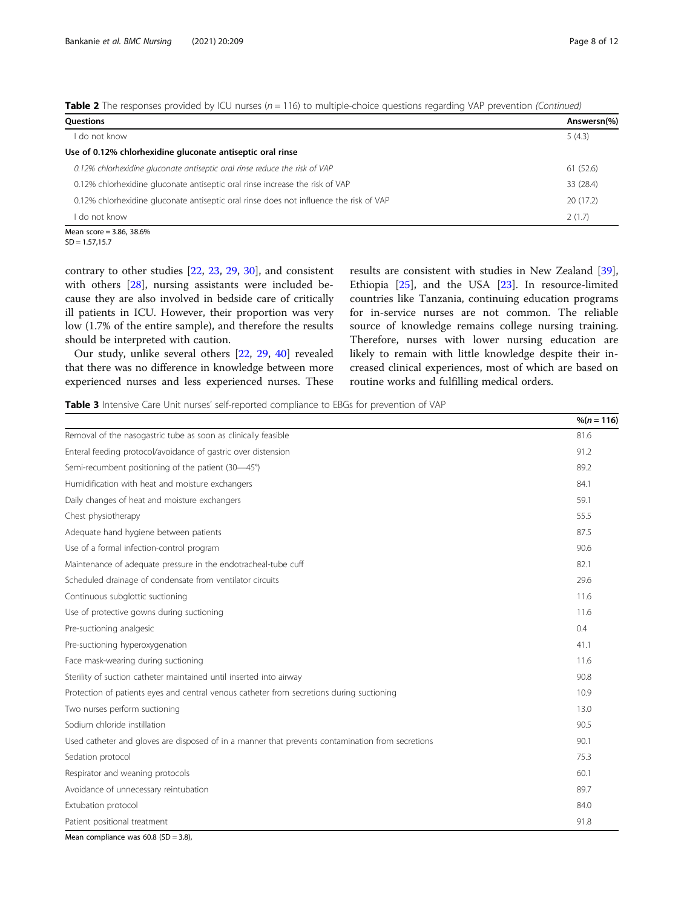**Table 2** The responses provided by ICU nurses (*n* = 116) to multiple-choice questions regarding VAP prevention *(Continued)*

| Questions | Answersn(%) |
|---|---|
| I do not know | 5 (4.3) |
| **Use of 0.12% chlorhexidine gluconate antiseptic oral rinse** | |
| *0.12% chlorhexidine gluconate antiseptic oral rinse reduce the risk of VAP* | 61 (52.6) |
| 0.12% chlorhexidine gluconate antiseptic oral rinse increase the risk of VAP | 33 (28.4) |
| 0.12% chlorhexidine gluconate antiseptic oral rinse does not influence the risk of VAP | 20 (17.2) |
| I do not know | 2 (1.7) |

Mean score = 3.86, 38.6%
SD = 1.57,15.7

contrary to other studies [22, 23, 29, 30], and consistent with others [28], nursing assistants were included because they are also involved in bedside care of critically ill patients in ICU. However, their proportion was very low (1.7% of the entire sample), and therefore the results should be interpreted with caution.

Our study, unlike several others [22, 29, 40] revealed that there was no difference in knowledge between more experienced nurses and less experienced nurses. These results are consistent with studies in New Zealand [39], Ethiopia [25], and the USA [23]. In resource-limited countries like Tanzania, continuing education programs for in-service nurses are not common. The reliable source of knowledge remains college nursing training. Therefore, nurses with lower nursing education are likely to remain with little knowledge despite their increased clinical experiences, most of which are based on routine works and fulfilling medical orders.

**Table 3** Intensive Care Unit nurses' self-reported compliance to EBGs for prevention of VAP

| | %(*n* = 116) |
|---|---|
| Removal of the nasogastric tube as soon as clinically feasible | 81.6 |
| Enteral feeding protocol/avoidance of gastric over distension | 91.2 |
| Semi-recumbent positioning of the patient (30—45°) | 89.2 |
| Humidification with heat and moisture exchangers | 84.1 |
| Daily changes of heat and moisture exchangers | 59.1 |
| Chest physiotherapy | 55.5 |
| Adequate hand hygiene between patients | 87.5 |
| Use of a formal infection-control program | 90.6 |
| Maintenance of adequate pressure in the endotracheal-tube cuff | 82.1 |
| Scheduled drainage of condensate from ventilator circuits | 29.6 |
| Continuous subglottic suctioning | 11.6 |
| Use of protective gowns during suctioning | 11.6 |
| Pre-suctioning analgesic | 0.4 |
| Pre-suctioning hyperoxygenation | 41.1 |
| Face mask-wearing during suctioning | 11.6 |
| Sterility of suction catheter maintained until inserted into airway | 90.8 |
| Protection of patients eyes and central venous catheter from secretions during suctioning | 10.9 |
| Two nurses perform suctioning | 13.0 |
| Sodium chloride instillation | 90.5 |
| Used catheter and gloves are disposed of in a manner that prevents contamination from secretions | 90.1 |
| Sedation protocol | 75.3 |
| Respirator and weaning protocols | 60.1 |
| Avoidance of unnecessary reintubation | 89.7 |
| Extubation protocol | 84.0 |
| Patient positional treatment | 91.8 |

Mean compliance was 60.8 (SD = 3.8),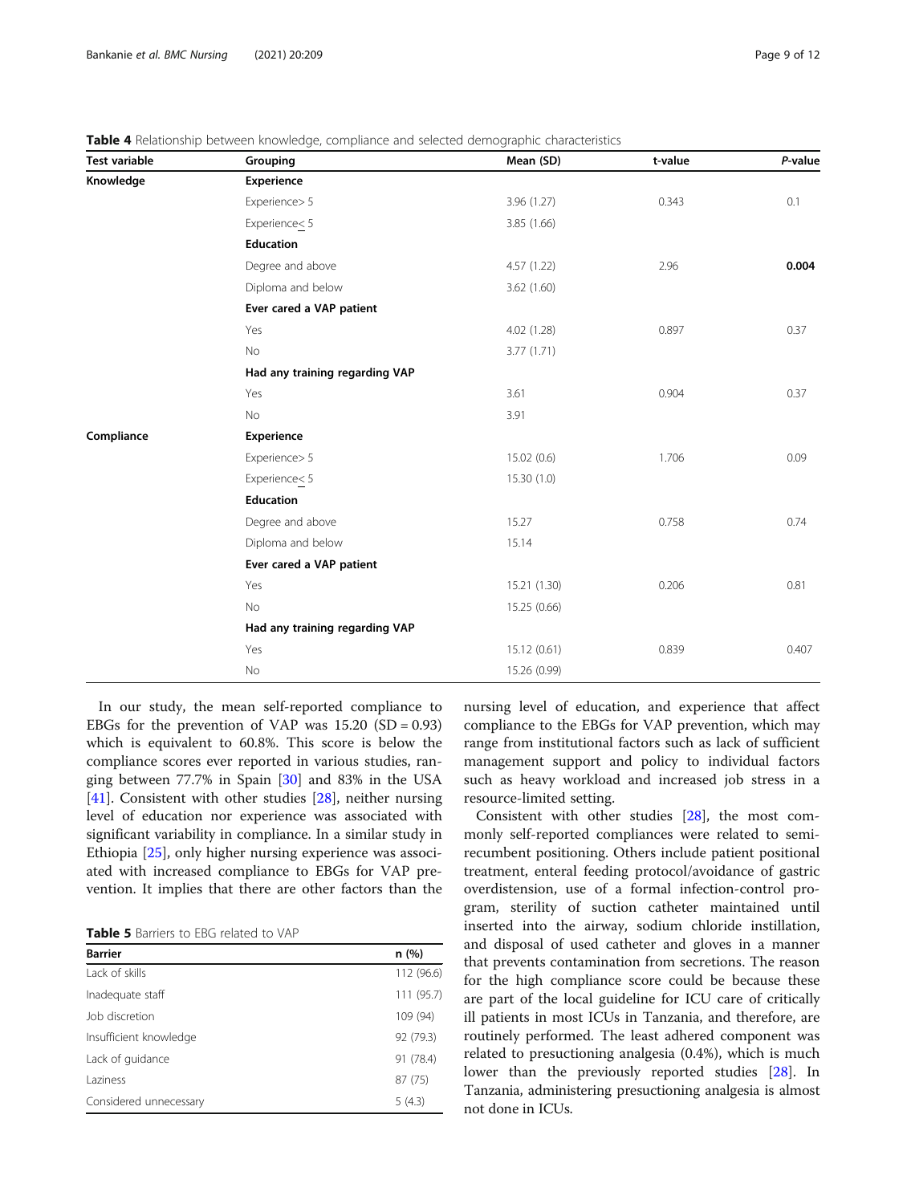**Table 4** Relationship between knowledge, compliance and selected demographic characteristics

| Test variable | Grouping | Mean (SD) | t-value | *P*-value |
|---|---|---|---|---|
| **Knowledge** | **Experience** | | | |
| | Experience> 5 | 3.96 (1.27) | 0.343 | 0.1 |
| | Experience≤ 5 | 3.85 (1.66) | | |
| | **Education** | | | |
| | Degree and above | 4.57 (1.22) | 2.96 | **0.004** |
| | Diploma and below | 3.62 (1.60) | | |
| | **Ever cared a VAP patient** | | | |
| | Yes | 4.02 (1.28) | 0.897 | 0.37 |
| | No | 3.77 (1.71) | | |
| | **Had any training regarding VAP** | | | |
| | Yes | 3.61 | 0.904 | 0.37 |
| | No | 3.91 | | |
| **Compliance** | **Experience** | | | |
| | Experience> 5 | 15.02 (0.6) | 1.706 | 0.09 |
| | Experience≤ 5 | 15.30 (1.0) | | |
| | **Education** | | | |
| | Degree and above | 15.27 | 0.758 | 0.74 |
| | Diploma and below | 15.14 | | |
| | **Ever cared a VAP patient** | | | |
| | Yes | 15.21 (1.30) | 0.206 | 0.81 |
| | No | 15.25 (0.66) | | |
| | **Had any training regarding VAP** | | | |
| | Yes | 15.12 (0.61) | 0.839 | 0.407 |
| | No | 15.26 (0.99) | | |

In our study, the mean self-reported compliance to EBGs for the prevention of VAP was 15.20 (SD = 0.93) which is equivalent to 60.8%. This score is below the compliance scores ever reported in various studies, ranging between 77.7% in Spain [30] and 83% in the USA [41]. Consistent with other studies [28], neither nursing level of education nor experience was associated with significant variability in compliance. In a similar study in Ethiopia [25], only higher nursing experience was associated with increased compliance to EBGs for VAP prevention. It implies that there are other factors than the nursing level of education, and experience that affect compliance to the EBGs for VAP prevention, which may range from institutional factors such as lack of sufficient management support and policy to individual factors such as heavy workload and increased job stress in a resource-limited setting.

**Table 5** Barriers to EBG related to VAP

| Barrier | n (%) |
|---|---|
| Lack of skills | 112 (96.6) |
| Inadequate staff | 111 (95.7) |
| Job discretion | 109 (94) |
| Insufficient knowledge | 92 (79.3) |
| Lack of guidance | 91 (78.4) |
| Laziness | 87 (75) |
| Considered unnecessary | 5 (4.3) |

Consistent with other studies [28], the most commonly self-reported compliances were related to semi-recumbent positioning. Others include patient positional treatment, enteral feeding protocol/avoidance of gastric overdistension, use of a formal infection-control program, sterility of suction catheter maintained until inserted into the airway, sodium chloride instillation, and disposal of used catheter and gloves in a manner that prevents contamination from secretions. The reason for the high compliance score could be because these are part of the local guideline for ICU care of critically ill patients in most ICUs in Tanzania, and therefore, are routinely performed. The least adhered component was related to presuctioning analgesia (0.4%), which is much lower than the previously reported studies [28]. In Tanzania, administering presuctioning analgesia is almost not done in ICUs.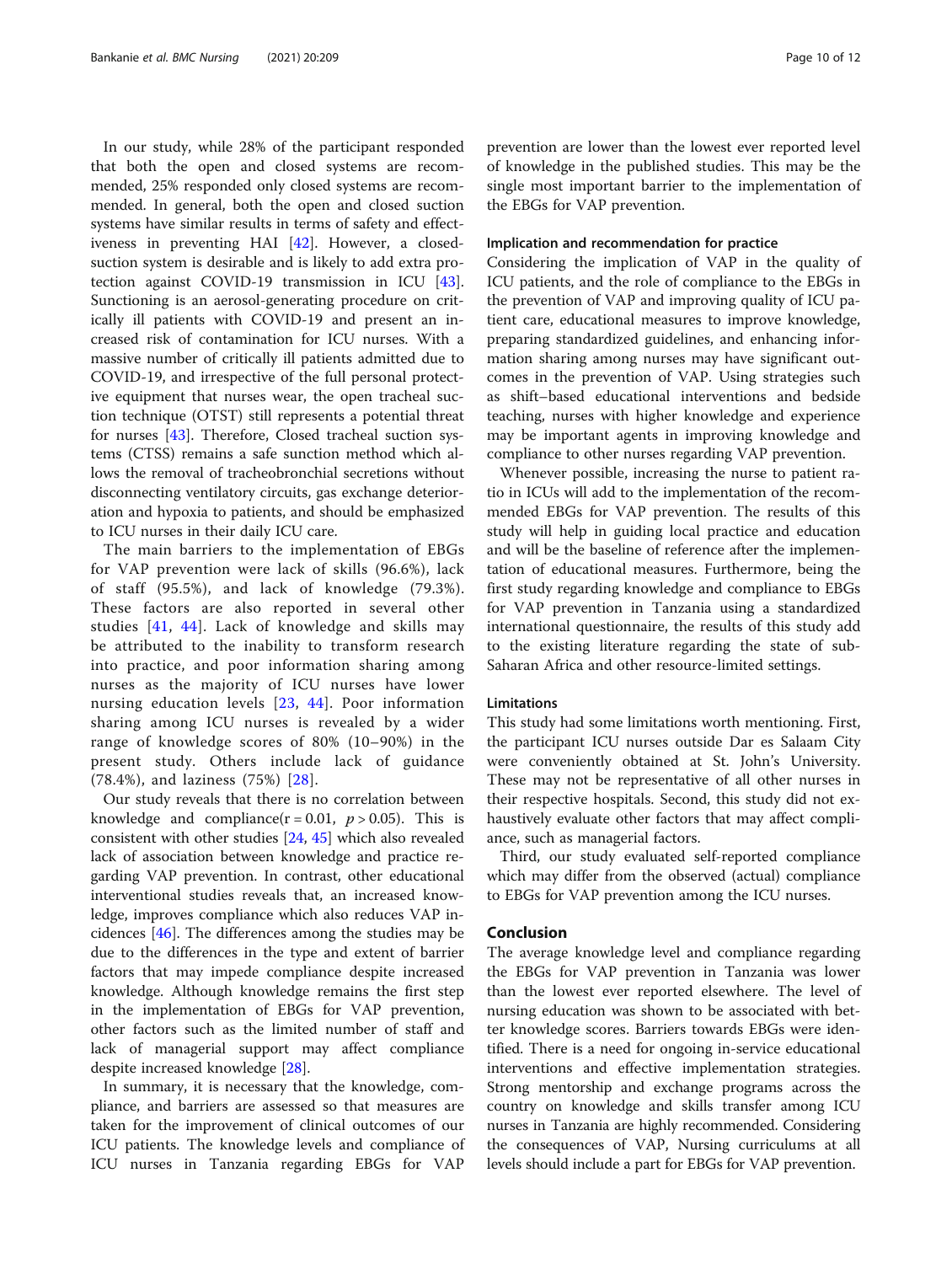In our study, while 28% of the participant responded that both the open and closed systems are recommended, 25% responded only closed systems are recommended. In general, both the open and closed suction systems have similar results in terms of safety and effectiveness in preventing HAI [42]. However, a closed-suction system is desirable and is likely to add extra protection against COVID-19 transmission in ICU [43]. Sunctioning is an aerosol-generating procedure on critically ill patients with COVID-19 and present an increased risk of contamination for ICU nurses. With a massive number of critically ill patients admitted due to COVID-19, and irrespective of the full personal protective equipment that nurses wear, the open tracheal suction technique (OTST) still represents a potential threat for nurses [43]. Therefore, Closed tracheal suction systems (CTSS) remains a safe sunction method which allows the removal of tracheobronchial secretions without disconnecting ventilatory circuits, gas exchange deterioration and hypoxia to patients, and should be emphasized to ICU nurses in their daily ICU care.

The main barriers to the implementation of EBGs for VAP prevention were lack of skills (96.6%), lack of staff (95.5%), and lack of knowledge (79.3%). These factors are also reported in several other studies [41, 44]. Lack of knowledge and skills may be attributed to the inability to transform research into practice, and poor information sharing among nurses as the majority of ICU nurses have lower nursing education levels [23, 44]. Poor information sharing among ICU nurses is revealed by a wider range of knowledge scores of 80% (10–90%) in the present study. Others include lack of guidance (78.4%), and laziness (75%) [28].

Our study reveals that there is no correlation between knowledge and compliance($r = 0.01$, $p > 0.05$). This is consistent with other studies [24, 45] which also revealed lack of association between knowledge and practice regarding VAP prevention. In contrast, other educational interventional studies reveals that, an increased knowledge, improves compliance which also reduces VAP incidences [46]. The differences among the studies may be due to the differences in the type and extent of barrier factors that may impede compliance despite increased knowledge. Although knowledge remains the first step in the implementation of EBGs for VAP prevention, other factors such as the limited number of staff and lack of managerial support may affect compliance despite increased knowledge [28].

In summary, it is necessary that the knowledge, compliance, and barriers are assessed so that measures are taken for the improvement of clinical outcomes of our ICU patients. The knowledge levels and compliance of ICU nurses in Tanzania regarding EBGs for VAP prevention are lower than the lowest ever reported level of knowledge in the published studies. This may be the single most important barrier to the implementation of the EBGs for VAP prevention.

### Implication and recommendation for practice

Considering the implication of VAP in the quality of ICU patients, and the role of compliance to the EBGs in the prevention of VAP and improving quality of ICU patient care, educational measures to improve knowledge, preparing standardized guidelines, and enhancing information sharing among nurses may have significant outcomes in the prevention of VAP. Using strategies such as shift–based educational interventions and bedside teaching, nurses with higher knowledge and experience may be important agents in improving knowledge and compliance to other nurses regarding VAP prevention.

Whenever possible, increasing the nurse to patient ratio in ICUs will add to the implementation of the recommended EBGs for VAP prevention. The results of this study will help in guiding local practice and education and will be the baseline of reference after the implementation of educational measures. Furthermore, being the first study regarding knowledge and compliance to EBGs for VAP prevention in Tanzania using a standardized international questionnaire, the results of this study add to the existing literature regarding the state of sub-Saharan Africa and other resource-limited settings.

### Limitations

This study had some limitations worth mentioning. First, the participant ICU nurses outside Dar es Salaam City were conveniently obtained at St. John's University. These may not be representative of all other nurses in their respective hospitals. Second, this study did not exhaustively evaluate other factors that may affect compliance, such as managerial factors.

Third, our study evaluated self-reported compliance which may differ from the observed (actual) compliance to EBGs for VAP prevention among the ICU nurses.

## Conclusion

The average knowledge level and compliance regarding the EBGs for VAP prevention in Tanzania was lower than the lowest ever reported elsewhere. The level of nursing education was shown to be associated with better knowledge scores. Barriers towards EBGs were identified. There is a need for ongoing in-service educational interventions and effective implementation strategies. Strong mentorship and exchange programs across the country on knowledge and skills transfer among ICU nurses in Tanzania are highly recommended. Considering the consequences of VAP, Nursing curriculums at all levels should include a part for EBGs for VAP prevention.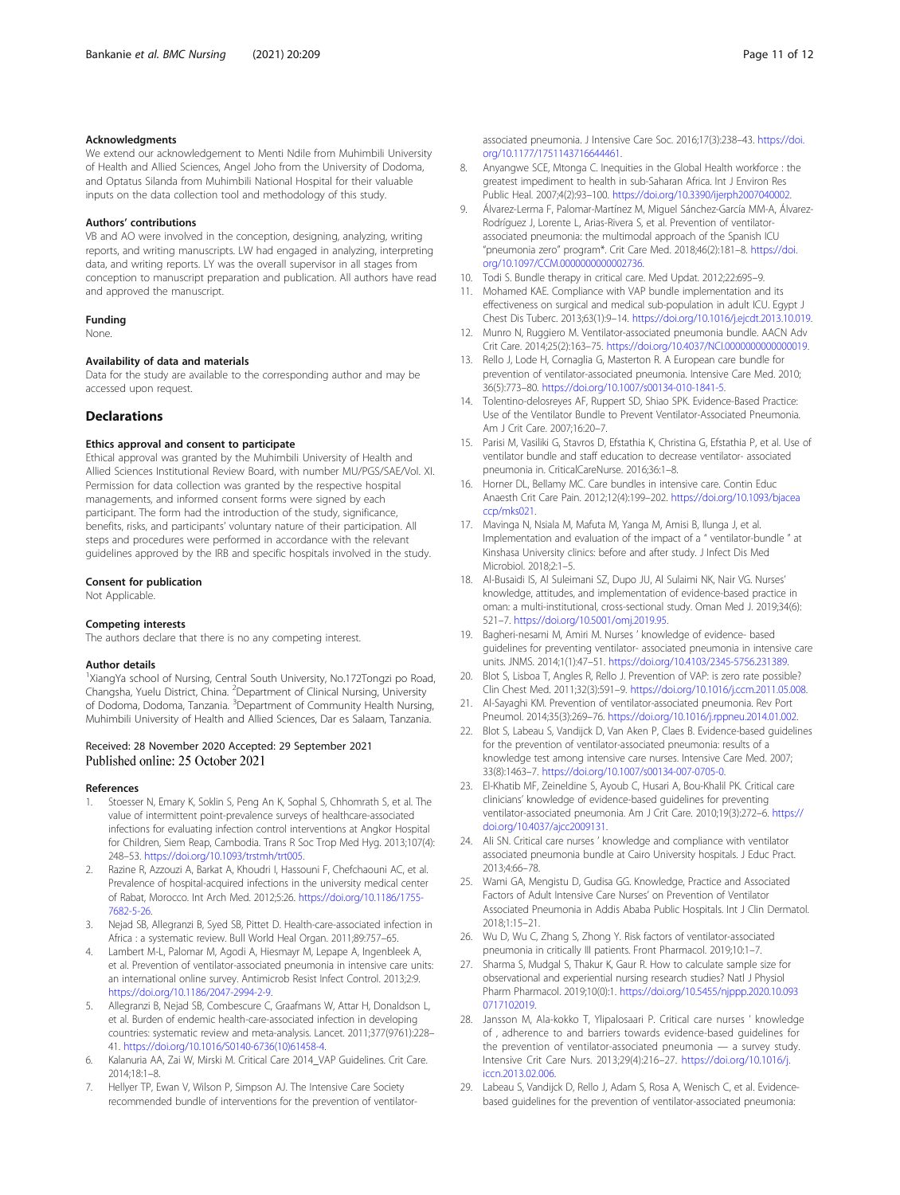#### Acknowledgments

We extend our acknowledgement to Menti Ndile from Muhimbili University of Health and Allied Sciences, Angel Joho from the University of Dodoma, and Optatus Silanda from Muhimbili National Hospital for their valuable inputs on the data collection tool and methodology of this study.

#### Authors' contributions

VB and AO were involved in the conception, designing, analyzing, writing reports, and writing manuscripts. LW had engaged in analyzing, interpreting data, and writing reports. LY was the overall supervisor in all stages from conception to manuscript preparation and publication. All authors have read and approved the manuscript.

#### Funding

None.

#### Availability of data and materials

Data for the study are available to the corresponding author and may be accessed upon request.

## Declarations

#### Ethics approval and consent to participate

Ethical approval was granted by the Muhimbili University of Health and Allied Sciences Institutional Review Board, with number MU/PGS/SAE/Vol. XI. Permission for data collection was granted by the respective hospital managements, and informed consent forms were signed by each participant. The form had the introduction of the study, significance, benefits, risks, and participants' voluntary nature of their participation. All steps and procedures were performed in accordance with the relevant guidelines approved by the IRB and specific hospitals involved in the study.

#### Consent for publication

Not Applicable.

#### Competing interests

The authors declare that there is no any competing interest.

#### Author details

[1]XiangYa school of Nursing, Central South University, No.172Tongzi po Road, Changsha, Yuelu District, China. [2]Department of Clinical Nursing, University of Dodoma, Dodoma, Tanzania. [3]Department of Community Health Nursing, Muhimbili University of Health and Allied Sciences, Dar es Salaam, Tanzania.

Received: 28 November 2020 Accepted: 29 September 2021
Published online: 25 October 2021

#### References

1. Stoesser N, Emary K, Soklin S, Peng An K, Sophal S, Chhomrath S, et al. The value of intermittent point-prevalence surveys of healthcare-associated infections for evaluating infection control interventions at Angkor Hospital for Children, Siem Reap, Cambodia. Trans R Soc Trop Med Hyg. 2013;107(4): 248–53. https://doi.org/10.1093/trstmh/trt005.
2. Razine R, Azzouzi A, Barkat A, Khoudri I, Hassouni F, Chefchaouni AC, et al. Prevalence of hospital-acquired infections in the university medical center of Rabat, Morocco. Int Arch Med. 2012;5:26. https://doi.org/10.1186/1755-7682-5-26.
3. Nejad SB, Allegranzi B, Syed SB, Pittet D. Health-care-associated infection in Africa : a systematic review. Bull World Heal Organ. 2011;89:757–65.
4. Lambert M-L, Palomar M, Agodi A, Hiesmayr M, Lepape A, Ingenbleek A, et al. Prevention of ventilator-associated pneumonia in intensive care units: an international online survey. Antimicrob Resist Infect Control. 2013;2:9. https://doi.org/10.1186/2047-2994-2-9.
5. Allegranzi B, Nejad SB, Combescure C, Graafmans W, Attar H, Donaldson L, et al. Burden of endemic health-care-associated infection in developing countries: systematic review and meta-analysis. Lancet. 2011;377(9761):228–41. https://doi.org/10.1016/S0140-6736(10)61458-4.
6. Kalanuria AA, Zai W, Mirski M. Critical Care 2014_VAP Guidelines. Crit Care. 2014;18:1–8.
7. Hellyer TP, Ewan V, Wilson P, Simpson AJ. The Intensive Care Society recommended bundle of interventions for the prevention of ventilator-associated pneumonia. J Intensive Care Soc. 2016;17(3):238–43. https://doi.org/10.1177/1751143716644461.
8. Anyangwe SCE, Mtonga C. Inequities in the Global Health workforce : the greatest impediment to health in sub-Saharan Africa. Int J Environ Res Public Heal. 2007;4(2):93–100. https://doi.org/10.3390/ijerph2007040002.
9. Álvarez-Lerma F, Palomar-Martínez M, Miguel Sánchez-García MM-A, Álvarez-Rodríguez J, Lorente L, Arias-Rivera S, et al. Prevention of ventilator-associated pneumonia: the multimodal approach of the Spanish ICU "pneumonia zero" program*. Crit Care Med. 2018;46(2):181–8. https://doi.org/10.1097/CCM.0000000000002736.
10. Todi S. Bundle therapy in critical care. Med Updat. 2012;22:695–9.
11. Mohamed KAE. Compliance with VAP bundle implementation and its effectiveness on surgical and medical sub-population in adult ICU. Egypt J Chest Dis Tuberc. 2013;63(1):9–14. https://doi.org/10.1016/j.ejcdt.2013.10.019.
12. Munro N, Ruggiero M. Ventilator-associated pneumonia bundle. AACN Adv Crit Care. 2014;25(2):163–75. https://doi.org/10.4037/NCI.0000000000000019.
13. Rello J, Lode H, Cornaglia G, Masterton R. A European care bundle for prevention of ventilator-associated pneumonia. Intensive Care Med. 2010; 36(5):773–80. https://doi.org/10.1007/s00134-010-1841-5.
14. Tolentino-delosreyes AF, Ruppert SD, Shiao SPK. Evidence-Based Practice: Use of the Ventilator Bundle to Prevent Ventilator-Associated Pneumonia. Am J Crit Care. 2007;16:20–7.
15. Parisi M, Vasiliki G, Stavros D, Efstathia K, Christina G, Efstathia P, et al. Use of ventilator bundle and staff education to decrease ventilator- associated pneumonia in. CriticalCareNurse. 2016;36:1–8.
16. Horner DL, Bellamy MC. Care bundles in intensive care. Contin Educ Anaesth Crit Care Pain. 2012;12(4):199–202. https://doi.org/10.1093/bjaceaccp/mks021.
17. Mavinga N, Nsiala M, Mafuta M, Yanga M, Amisi B, Ilunga J, et al. Implementation and evaluation of the impact of a " ventilator-bundle " at Kinshasa University clinics: before and after study. J Infect Dis Med Microbiol. 2018;2:1–5.
18. Al-Busaidi IS, Al Suleimani SZ, Dupo JU, Al Sulaimi NK, Nair VG. Nurses' knowledge, attitudes, and implementation of evidence-based practice in oman: a multi-institutional, cross-sectional study. Oman Med J. 2019;34(6): 521–7. https://doi.org/10.5001/omj.2019.95.
19. Bagheri-nesami M, Amiri M. Nurses ' knowledge of evidence- based guidelines for preventing ventilator- associated pneumonia in intensive care units. JNMS. 2014;1(1):47–51. https://doi.org/10.4103/2345-5756.231389.
20. Blot S, Lisboa T, Angles R, Rello J. Prevention of VAP: is zero rate possible? Clin Chest Med. 2011;32(3):591–9. https://doi.org/10.1016/j.ccm.2011.05.008.
21. Al-Sayaghi KM. Prevention of ventilator-associated pneumonia. Rev Port Pneumol. 2014;35(3):269–76. https://doi.org/10.1016/j.rppneu.2014.01.002.
22. Blot S, Labeau S, Vandijck D, Van Aken P, Claes B. Evidence-based guidelines for the prevention of ventilator-associated pneumonia: results of a knowledge test among intensive care nurses. Intensive Care Med. 2007; 33(8):1463–7. https://doi.org/10.1007/s00134-007-0705-0.
23. El-Khatib MF, Zeineldine S, Ayoub C, Husari A, Bou-Khalil PK. Critical care clinicians' knowledge of evidence-based guidelines for preventing ventilator-associated pneumonia. Am J Crit Care. 2010;19(3):272–6. https://doi.org/10.4037/ajcc2009131.
24. Ali SN. Critical care nurses ' knowledge and compliance with ventilator associated pneumonia bundle at Cairo University hospitals. J Educ Pract. 2013;4:66–78.
25. Wami GA, Mengistu D, Gudisa GG. Knowledge, Practice and Associated Factors of Adult Intensive Care Nurses' on Prevention of Ventilator Associated Pneumonia in Addis Ababa Public Hospitals. Int J Clin Dermatol. 2018;1:15–21.
26. Wu D, Wu C, Zhang S, Zhong Y. Risk factors of ventilator-associated pneumonia in critically Ill patients. Front Pharmacol. 2019;10:1–7.
27. Sharma S, Mudgal S, Thakur K, Gaur R. How to calculate sample size for observational and experiential nursing research studies? Natl J Physiol Pharm Pharmacol. 2019;10(0):1. https://doi.org/10.5455/njppp.2020.10.0930717102019.
28. Jansson M, Ala-kokko T, Ylipalosaari P. Critical care nurses ' knowledge of , adherence to and barriers towards evidence-based guidelines for the prevention of ventilator-associated pneumonia — a survey study. Intensive Crit Care Nurs. 2013;29(4):216–27. https://doi.org/10.1016/j.iccn.2013.02.006.
29. Labeau S, Vandijck D, Rello J, Adam S, Rosa A, Wenisch C, et al. Evidence-based guidelines for the prevention of ventilator-associated pneumonia: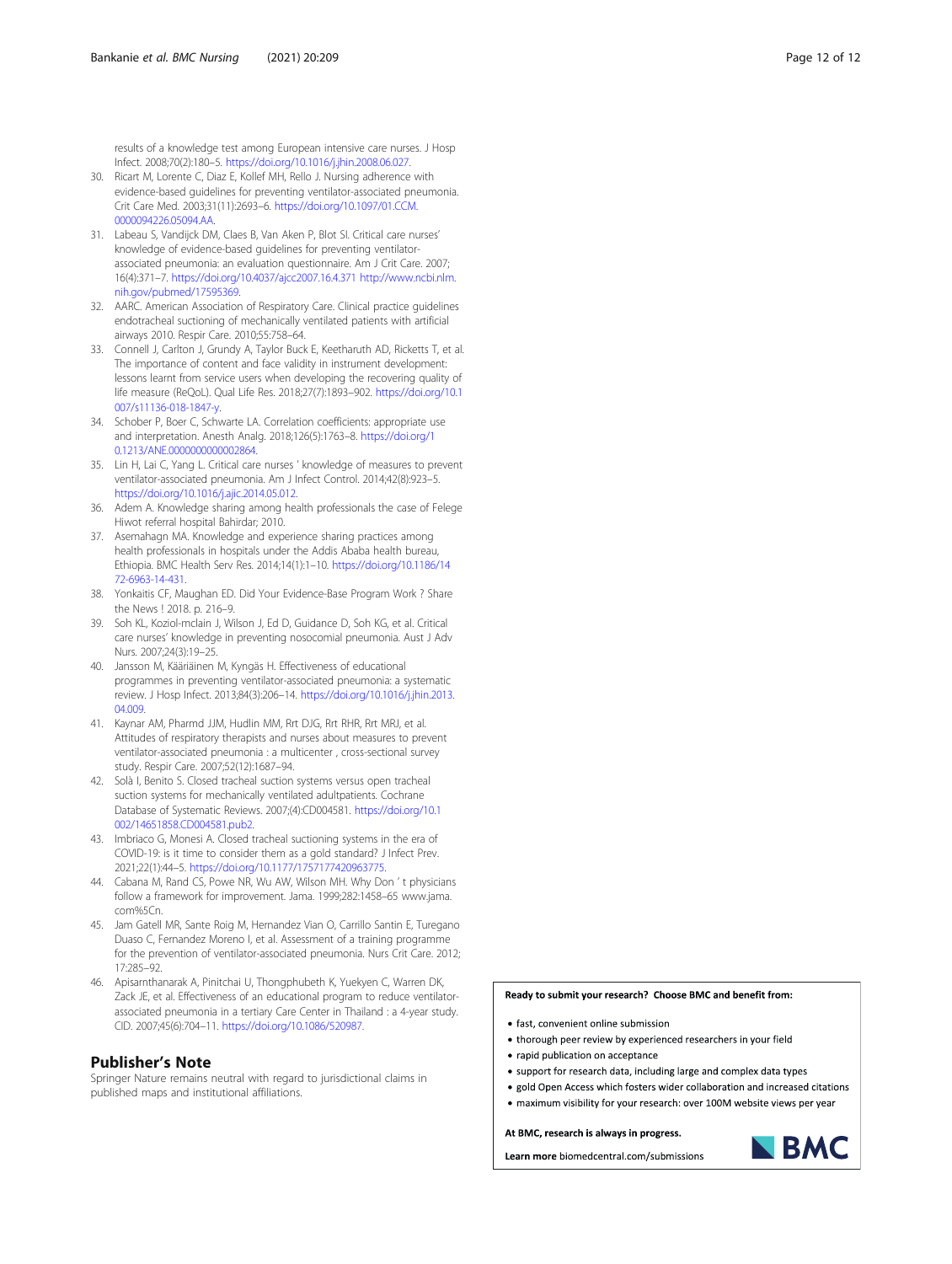results of a knowledge test among European intensive care nurses. J Hosp Infect. 2008;70(2):180–5. https://doi.org/10.1016/j.jhin.2008.06.027.

30. Ricart M, Lorente C, Diaz E, Kollef MH, Rello J. Nursing adherence with evidence-based guidelines for preventing ventilator-associated pneumonia. Crit Care Med. 2003;31(11):2693–6. https://doi.org/10.1097/01.CCM.0000094226.05094.AA.
31. Labeau S, Vandijck DM, Claes B, Van Aken P, Blot SI. Critical care nurses' knowledge of evidence-based guidelines for preventing ventilator-associated pneumonia: an evaluation questionnaire. Am J Crit Care. 2007; 16(4):371–7. https://doi.org/10.4037/ajcc2007.16.4.371 http://www.ncbi.nlm.nih.gov/pubmed/17595369.
32. AARC. American Association of Respiratory Care. Clinical practice guidelines endotracheal suctioning of mechanically ventilated patients with artificial airways 2010. Respir Care. 2010;55:758–64.
33. Connell J, Carlton J, Grundy A, Taylor Buck E, Keetharuth AD, Ricketts T, et al. The importance of content and face validity in instrument development: lessons learnt from service users when developing the recovering quality of life measure (ReQoL). Qual Life Res. 2018;27(7):1893–902. https://doi.org/10.1007/s11136-018-1847-y.
34. Schober P, Boer C, Schwarte LA. Correlation coefficients: appropriate use and interpretation. Anesth Analg. 2018;126(5):1763–8. https://doi.org/10.1213/ANE.0000000000002864.
35. Lin H, Lai C, Yang L. Critical care nurses ' knowledge of measures to prevent ventilator-associated pneumonia. Am J Infect Control. 2014;42(8):923–5. https://doi.org/10.1016/j.ajic.2014.05.012.
36. Adem A. Knowledge sharing among health professionals the case of Felege Hiwot referral hospital Bahirdar; 2010.
37. Asemahagn MA. Knowledge and experience sharing practices among health professionals in hospitals under the Addis Ababa health bureau, Ethiopia. BMC Health Serv Res. 2014;14(1):1–10. https://doi.org/10.1186/1472-6963-14-431.
38. Yonkaitis CF, Maughan ED. Did Your Evidence-Base Program Work ? Share the News ! 2018. p. 216–9.
39. Soh KL, Koziol-mclain J, Wilson J, Ed D, Guidance D, Soh KG, et al. Critical care nurses' knowledge in preventing nosocomial pneumonia. Aust J Adv Nurs. 2007;24(3):19–25.
40. Jansson M, Kääriäinen M, Kyngäs H. Effectiveness of educational programmes in preventing ventilator-associated pneumonia: a systematic review. J Hosp Infect. 2013;84(3):206–14. https://doi.org/10.1016/j.jhin.2013.04.009.
41. Kaynar AM, Pharmd JJM, Hudlin MM, Rrt DJG, Rrt RHR, Rrt MRJ, et al. Attitudes of respiratory therapists and nurses about measures to prevent ventilator-associated pneumonia : a multicenter , cross-sectional survey study. Respir Care. 2007;52(12):1687–94.
42. Solà I, Benito S. Closed tracheal suction systems versus open tracheal suction systems for mechanically ventilated adultpatients. Cochrane Database of Systematic Reviews. 2007;(4):CD004581. https://doi.org/10.1002/14651858.CD004581.pub2.
43. Imbriaco G, Monesi A. Closed tracheal suctioning systems in the era of COVID-19: is it time to consider them as a gold standard? J Infect Prev. 2021;22(1):44–5. https://doi.org/10.1177/1757177420963775.
44. Cabana M, Rand CS, Powe NR, Wu AW, Wilson MH. Why Don ' t physicians follow a framework for improvement. Jama. 1999;282:1458–65 www.jama.com%5Cn.
45. Jam Gatell MR, Sante Roig M, Hernandez Vian O, Carrillo Santin E, Turegano Duaso C, Fernandez Moreno I, et al. Assessment of a training programme for the prevention of ventilator-associated pneumonia. Nurs Crit Care. 2012; 17:285–92.
46. Apisarnthanarak A, Pinitchai U, Thongphubeth K, Yuekyen C, Warren DK, Zack JE, et al. Effectiveness of an educational program to reduce ventilator-associated pneumonia in a tertiary Care Center in Thailand : a 4-year study. CID. 2007;45(6):704–11. https://doi.org/10.1086/520987.

## Publisher's Note

Springer Nature remains neutral with regard to jurisdictional claims in published maps and institutional affiliations.

**Ready to submit your research? Choose BMC and benefit from:**

- fast, convenient online submission
- thorough peer review by experienced researchers in your field
- rapid publication on acceptance
- support for research data, including large and complex data types
- gold Open Access which fosters wider collaboration and increased citations
- maximum visibility for your research: over 100M website views per year

**At BMC, research is always in progress.**

**Learn more** biomedcentral.com/submissions

BMC